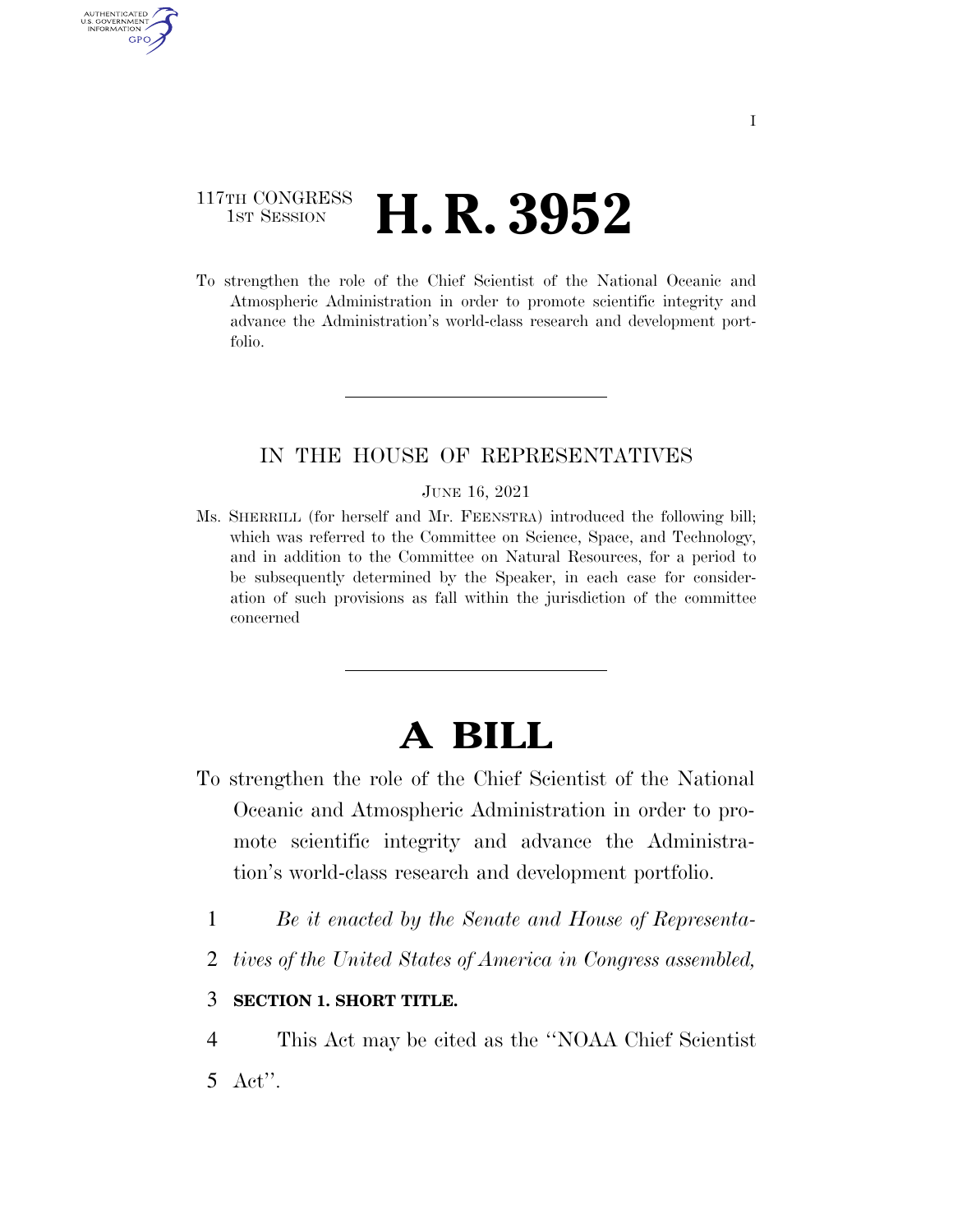117TH CONGRESS
1ST SESSION

# H. R. 3952

To strengthen the role of the Chief Scientist of the National Oceanic and Atmospheric Administration in order to promote scientific integrity and advance the Administration's world-class research and development portfolio.

IN THE HOUSE OF REPRESENTATIVES

JUNE 16, 2021

Ms. SHERRILL (for herself and Mr. FEENSTRA) introduced the following bill; which was referred to the Committee on Science, Space, and Technology, and in addition to the Committee on Natural Resources, for a period to be subsequently determined by the Speaker, in each case for consideration of such provisions as fall within the jurisdiction of the committee concerned

# A BILL

To strengthen the role of the Chief Scientist of the National Oceanic and Atmospheric Administration in order to promote scientific integrity and advance the Administration's world-class research and development portfolio.

1 *Be it enacted by the Senate and House of Representa-*
2 *tives of the United States of America in Congress assembled,*

3 **SECTION 1. SHORT TITLE.**

4 This Act may be cited as the ''NOAA Chief Scientist
5 Act''.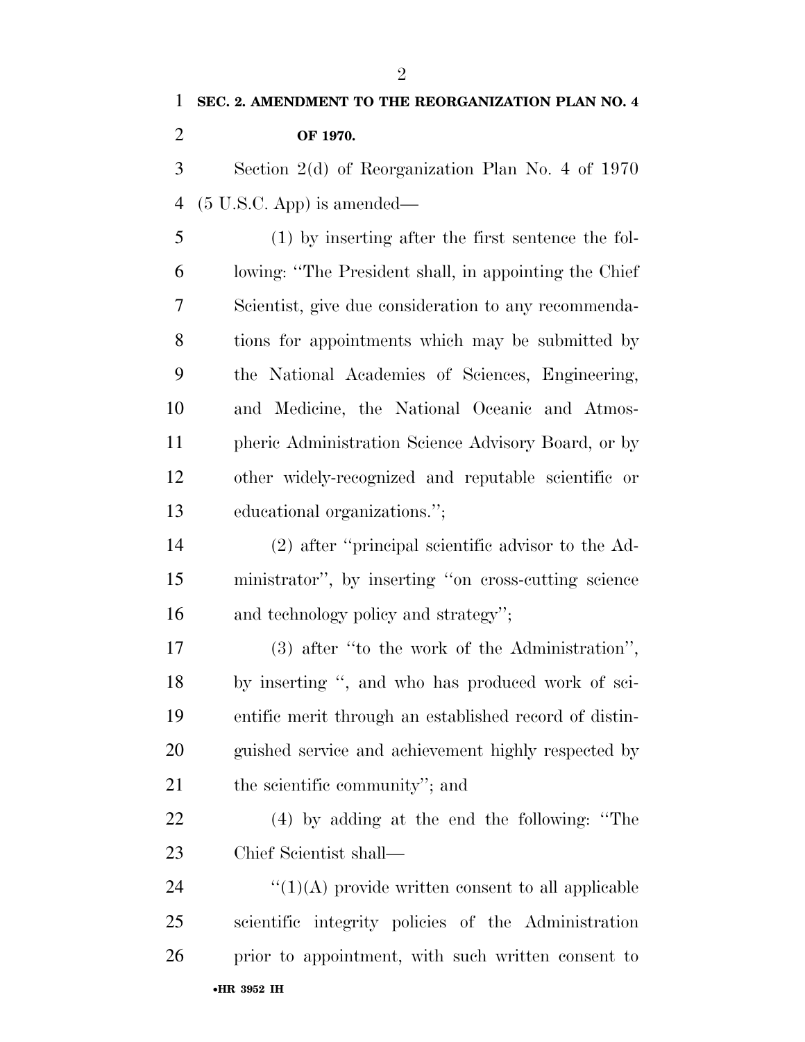**SEC. 2. AMENDMENT TO THE REORGANIZATION PLAN NO. 4 OF 1970.**

Section 2(d) of Reorganization Plan No. 4 of 1970 (5 U.S.C. App) is amended—

(1) by inserting after the first sentence the following: ''The President shall, in appointing the Chief Scientist, give due consideration to any recommendations for appointments which may be submitted by the National Academies of Sciences, Engineering, and Medicine, the National Oceanic and Atmospheric Administration Science Advisory Board, or by other widely-recognized and reputable scientific or educational organizations.'';

(2) after ''principal scientific advisor to the Administrator'', by inserting ''on cross-cutting science and technology policy and strategy'';

(3) after ''to the work of the Administration'', by inserting '', and who has produced work of scientific merit through an established record of distinguished service and achievement highly respected by the scientific community''; and

(4) by adding at the end the following: ''The Chief Scientist shall—

''(1)(A) provide written consent to all applicable scientific integrity policies of the Administration prior to appointment, with such written consent to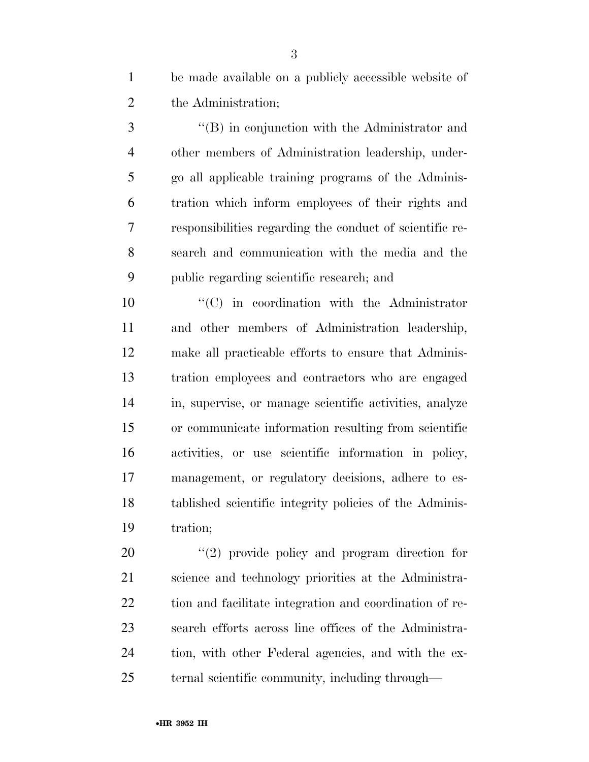be made available on a publicly accessible website of the Administration;

''(B) in conjunction with the Administrator and other members of Administration leadership, undergo all applicable training programs of the Administration which inform employees of their rights and responsibilities regarding the conduct of scientific research and communication with the media and the public regarding scientific research; and

''(C) in coordination with the Administrator and other members of Administration leadership, make all practicable efforts to ensure that Administration employees and contractors who are engaged in, supervise, or manage scientific activities, analyze or communicate information resulting from scientific activities, or use scientific information in policy, management, or regulatory decisions, adhere to established scientific integrity policies of the Administration;

''(2) provide policy and program direction for science and technology priorities at the Administration and facilitate integration and coordination of research efforts across line offices of the Administration, with other Federal agencies, and with the external scientific community, including through—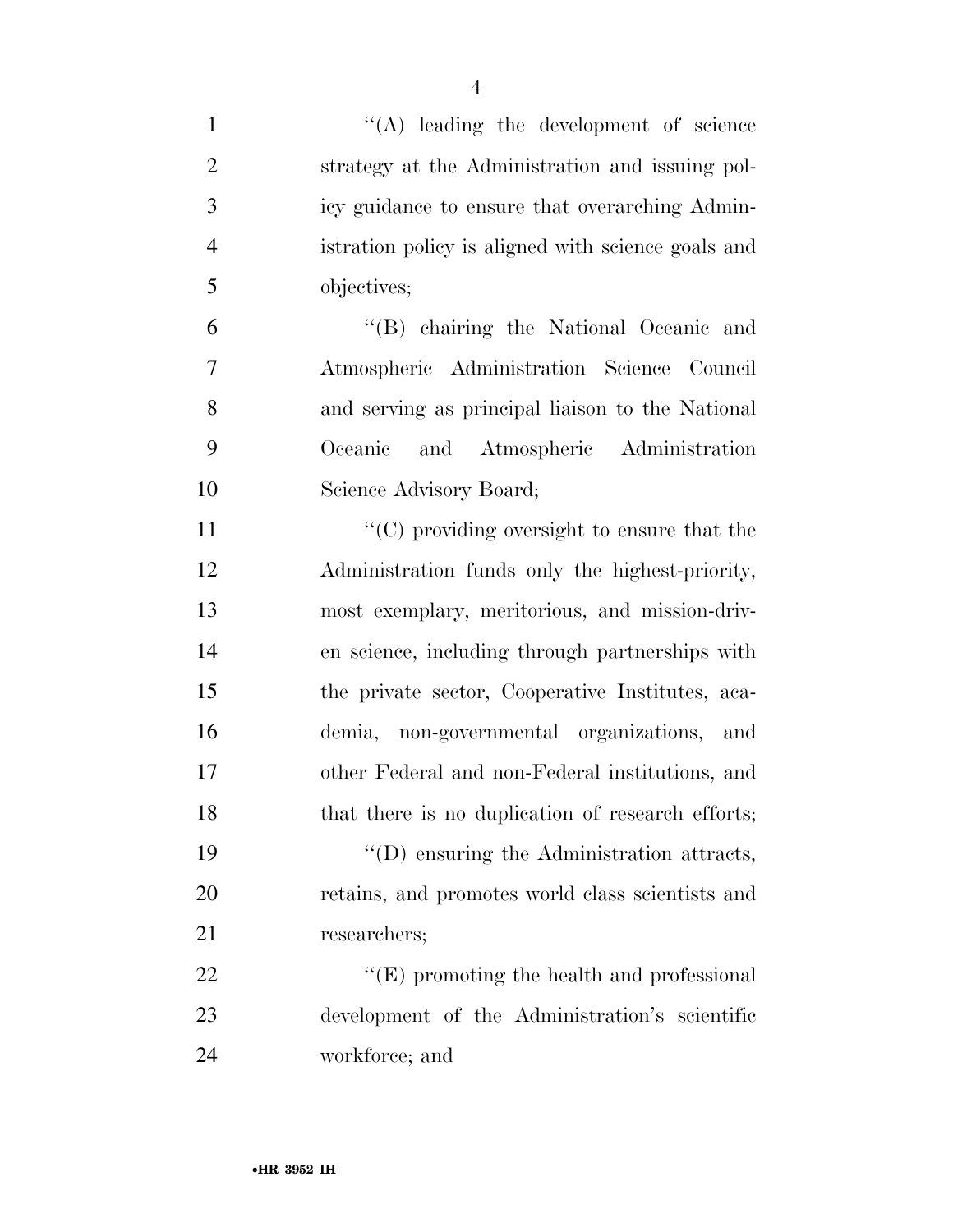''(A) leading the development of science strategy at the Administration and issuing policy guidance to ensure that overarching Administration policy is aligned with science goals and objectives;

''(B) chairing the National Oceanic and Atmospheric Administration Science Council and serving as principal liaison to the National Oceanic and Atmospheric Administration Science Advisory Board;

''(C) providing oversight to ensure that the Administration funds only the highest-priority, most exemplary, meritorious, and mission-driven science, including through partnerships with the private sector, Cooperative Institutes, academia, non-governmental organizations, and other Federal and non-Federal institutions, and that there is no duplication of research efforts;

''(D) ensuring the Administration attracts, retains, and promotes world class scientists and researchers;

''(E) promoting the health and professional development of the Administration's scientific workforce; and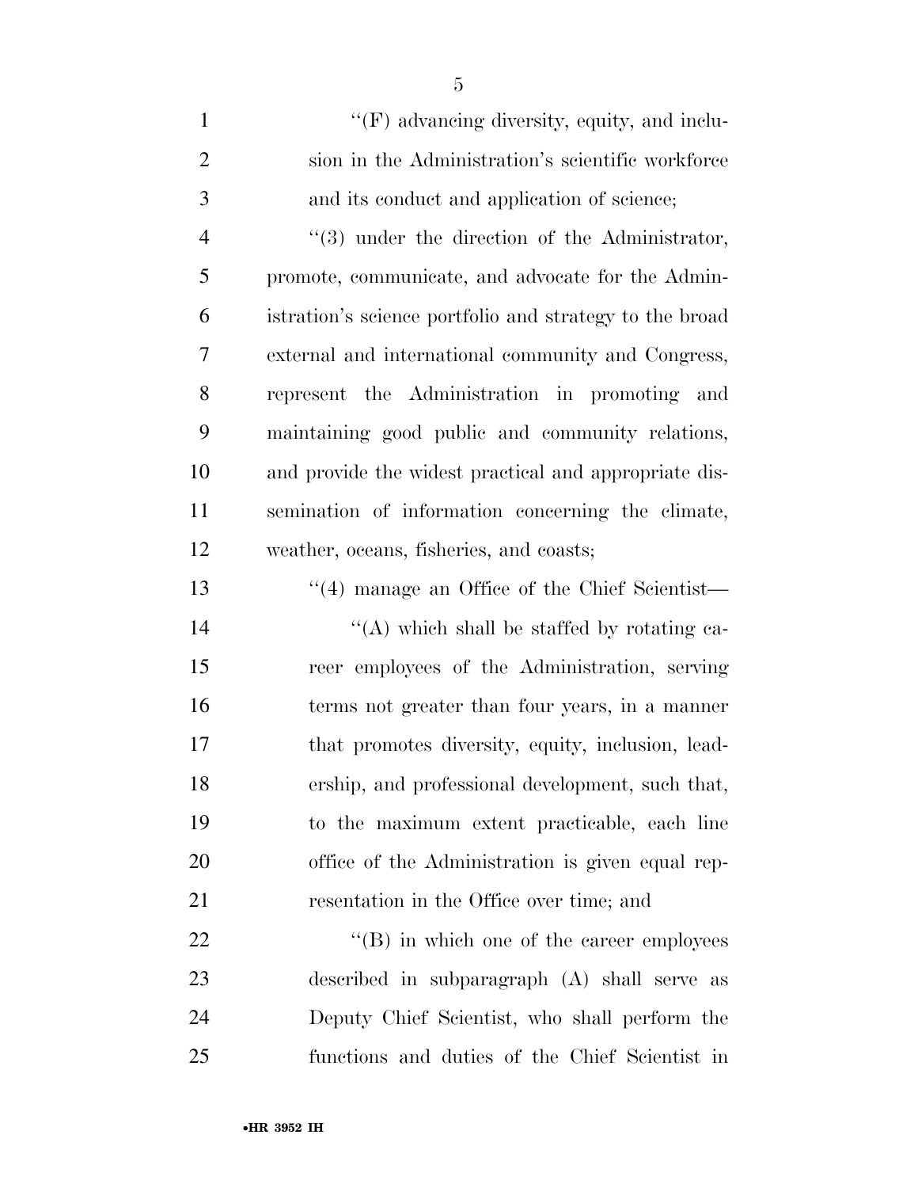''(F) advancing diversity, equity, and inclusion in the Administration's scientific workforce and its conduct and application of science;

''(3) under the direction of the Administrator, promote, communicate, and advocate for the Administration's science portfolio and strategy to the broad external and international community and Congress, represent the Administration in promoting and maintaining good public and community relations, and provide the widest practical and appropriate dissemination of information concerning the climate, weather, oceans, fisheries, and coasts;

''(4) manage an Office of the Chief Scientist—

''(A) which shall be staffed by rotating career employees of the Administration, serving terms not greater than four years, in a manner that promotes diversity, equity, inclusion, leadership, and professional development, such that, to the maximum extent practicable, each line office of the Administration is given equal representation in the Office over time; and

''(B) in which one of the career employees described in subparagraph (A) shall serve as Deputy Chief Scientist, who shall perform the functions and duties of the Chief Scientist in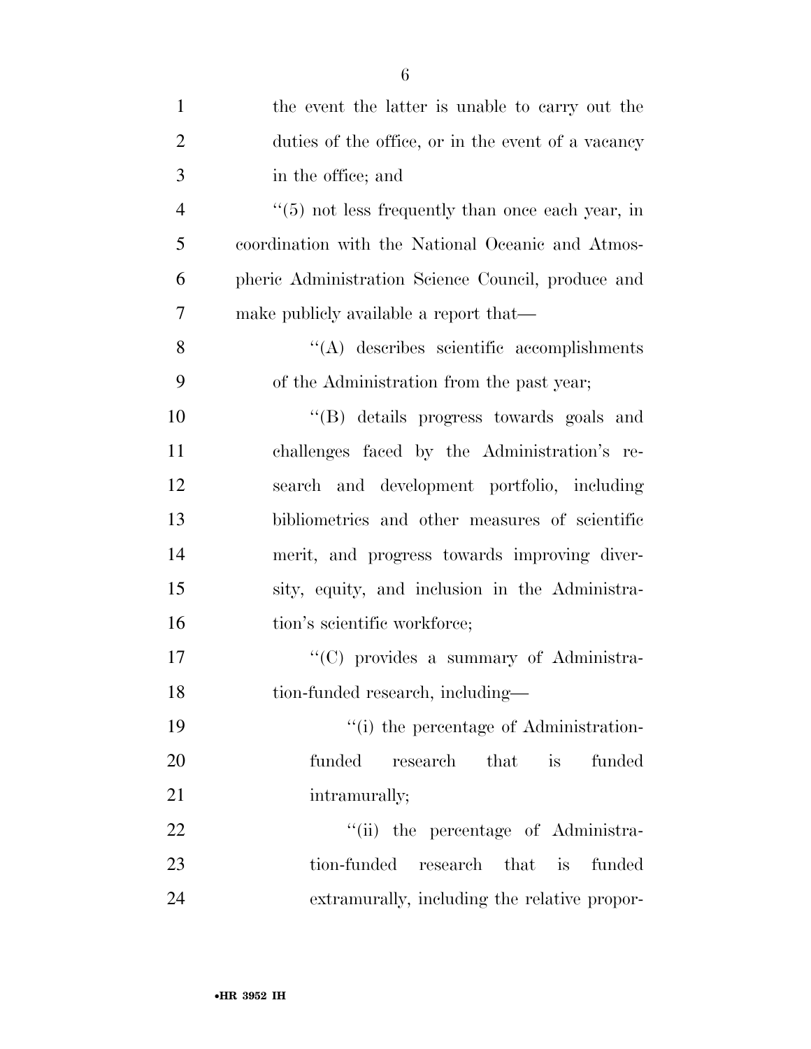the event the latter is unable to carry out the duties of the office, or in the event of a vacancy in the office; and

''(5) not less frequently than once each year, in coordination with the National Oceanic and Atmospheric Administration Science Council, produce and make publicly available a report that—

''(A) describes scientific accomplishments of the Administration from the past year;

''(B) details progress towards goals and challenges faced by the Administration's research and development portfolio, including bibliometrics and other measures of scientific merit, and progress towards improving diversity, equity, and inclusion in the Administration's scientific workforce;

''(C) provides a summary of Administration-funded research, including—

''(i) the percentage of Administration-funded research that is funded intramurally;

''(ii) the percentage of Administration-funded research that is funded extramurally, including the relative propor-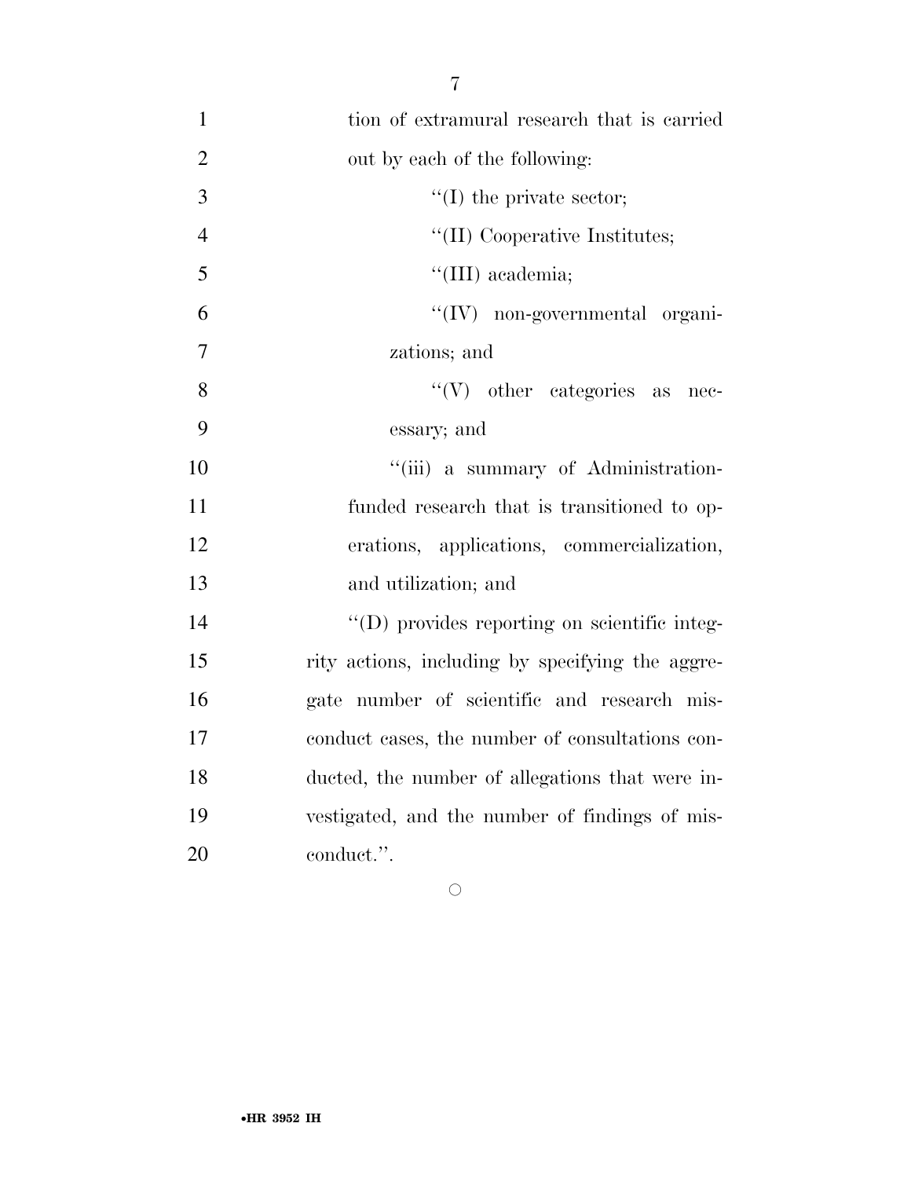tion of extramural research that is carried out by each of the following:

''(I) the private sector;

''(II) Cooperative Institutes;

''(III) academia;

''(IV) non-governmental organizations; and

''(V) other categories as necessary; and

''(iii) a summary of Administration-funded research that is transitioned to operations, applications, commercialization, and utilization; and

''(D) provides reporting on scientific integrity actions, including by specifying the aggregate number of scientific and research misconduct cases, the number of consultations conducted, the number of allegations that were investigated, and the number of findings of misconduct.''.